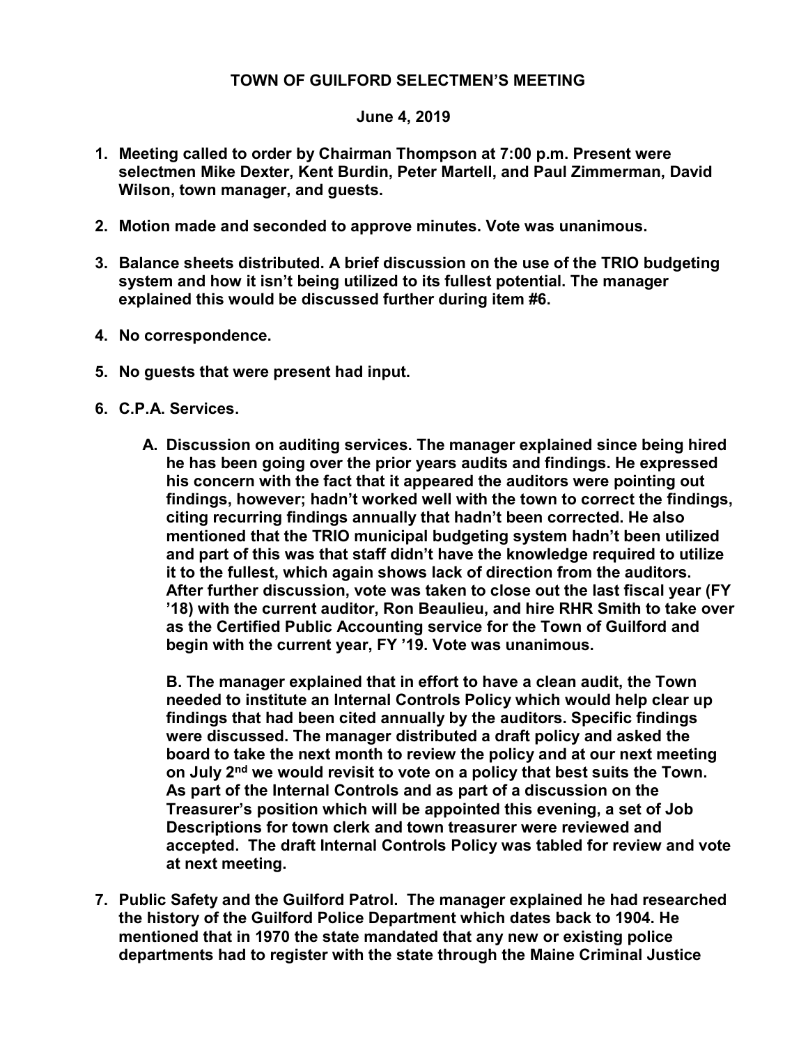# TOWN OF GUILFORD SELECTMEN'S MEETING

**June 4, 2019**

1. **Meeting called to order by Chairman Thompson at 7:00 p.m. Present were selectmen Mike Dexter, Kent Burdin, Peter Martell, and Paul Zimmerman, David Wilson, town manager, and guests.**

2. **Motion made and seconded to approve minutes. Vote was unanimous.**

3. **Balance sheets distributed. A brief discussion on the use of the TRIO budgeting system and how it isn't being utilized to its fullest potential. The manager explained this would be discussed further during item #6.**

4. **No correspondence.**

5. **No guests that were present had input.**

6. **C.P.A. Services.**

   A. **Discussion on auditing services. The manager explained since being hired he has been going over the prior years audits and findings. He expressed his concern with the fact that it appeared the auditors were pointing out findings, however; hadn't worked well with the town to correct the findings, citing recurring findings annually that hadn't been corrected. He also mentioned that the TRIO municipal budgeting system hadn't been utilized and part of this was that staff didn't have the knowledge required to utilize it to the fullest, which again shows lack of direction from the auditors. After further discussion, vote was taken to close out the last fiscal year (FY '18) with the current auditor, Ron Beaulieu, and hire RHR Smith to take over as the Certified Public Accounting service for the Town of Guilford and begin with the current year, FY '19. Vote was unanimous.**

   **B. The manager explained that in effort to have a clean audit, the Town needed to institute an Internal Controls Policy which would help clear up findings that had been cited annually by the auditors. Specific findings were discussed. The manager distributed a draft policy and asked the board to take the next month to review the policy and at our next meeting on July 2nd we would revisit to vote on a policy that best suits the Town. As part of the Internal Controls and as part of a discussion on the Treasurer's position which will be appointed this evening, a set of Job Descriptions for town clerk and town treasurer were reviewed and accepted. The draft Internal Controls Policy was tabled for review and vote at next meeting.**

7. **Public Safety and the Guilford Patrol. The manager explained he had researched the history of the Guilford Police Department which dates back to 1904. He mentioned that in 1970 the state mandated that any new or existing police departments had to register with the state through the Maine Criminal Justice**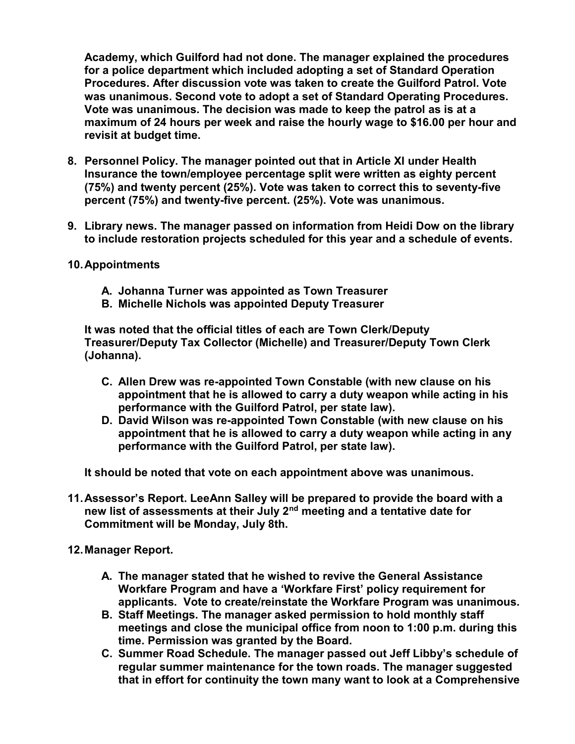**Academy, which Guilford had not done. The manager explained the procedures for a police department which included adopting a set of Standard Operation Procedures. After discussion vote was taken to create the Guilford Patrol. Vote was unanimous. Second vote to adopt a set of Standard Operating Procedures. Vote was unanimous. The decision was made to keep the patrol as is at a maximum of 24 hours per week and raise the hourly wage to $16.00 per hour and revisit at budget time.**

8. **Personnel Policy. The manager pointed out that in Article XI under Health Insurance the town/employee percentage split were written as eighty percent (75%) and twenty percent (25%). Vote was taken to correct this to seventy-five percent (75%) and twenty-five percent. (25%). Vote was unanimous.**

9. **Library news. The manager passed on information from Heidi Dow on the library to include restoration projects scheduled for this year and a schedule of events.**

10. **Appointments**

    A. **Johanna Turner was appointed as Town Treasurer**
    B. **Michelle Nichols was appointed Deputy Treasurer**

    **It was noted that the official titles of each are Town Clerk/Deputy Treasurer/Deputy Tax Collector (Michelle) and Treasurer/Deputy Town Clerk (Johanna).**

    C. **Allen Drew was re-appointed Town Constable (with new clause on his appointment that he is allowed to carry a duty weapon while acting in his performance with the Guilford Patrol, per state law).**
    D. **David Wilson was re-appointed Town Constable (with new clause on his appointment that he is allowed to carry a duty weapon while acting in any performance with the Guilford Patrol, per state law).**

    **It should be noted that vote on each appointment above was unanimous.**

11. **Assessor's Report. LeeAnn Salley will be prepared to provide the board with a new list of assessments at their July 2nd meeting and a tentative date for Commitment will be Monday, July 8th.**

12. **Manager Report.**

    A. **The manager stated that he wished to revive the General Assistance Workfare Program and have a 'Workfare First' policy requirement for applicants. Vote to create/reinstate the Workfare Program was unanimous.**
    B. **Staff Meetings. The manager asked permission to hold monthly staff meetings and close the municipal office from noon to 1:00 p.m. during this time. Permission was granted by the Board.**
    C. **Summer Road Schedule. The manager passed out Jeff Libby's schedule of regular summer maintenance for the town roads. The manager suggested that in effort for continuity the town many want to look at a Comprehensive**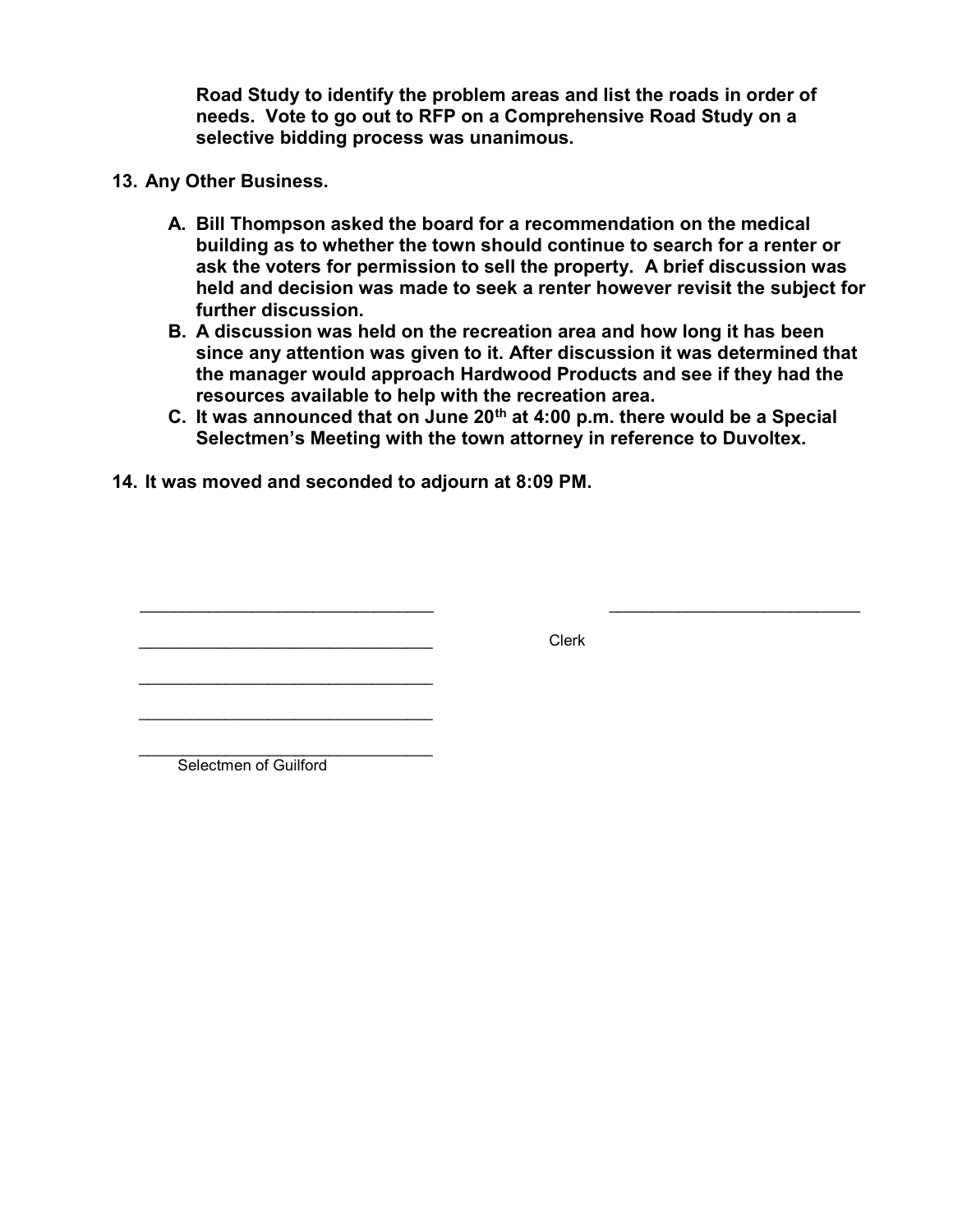**Road Study to identify the problem areas and list the roads in order of needs. Vote to go out to RFP on a Comprehensive Road Study on a selective bidding process was unanimous.**

**13. Any Other Business.**

**A. Bill Thompson asked the board for a recommendation on the medical building as to whether the town should continue to search for a renter or ask the voters for permission to sell the property. A brief discussion was held and decision was made to seek a renter however revisit the subject for further discussion.**

**B. A discussion was held on the recreation area and how long it has been since any attention was given to it. After discussion it was determined that the manager would approach Hardwood Products and see if they had the resources available to help with the recreation area.**

**C. It was announced that on June 20th at 4:00 p.m. there would be a Special Selectmen's Meeting with the town attorney in reference to Duvoltex.**

**14. It was moved and seconded to adjourn at 8:09 PM.**

\_\_\_\_\_\_\_\_\_\_\_\_\_\_\_\_\_\_\_\_\_\_\_\_\_\_\_\_\_\_ \_\_\_\_\_\_\_\_\_\_\_\_\_\_\_\_\_\_\_\_\_\_\_\_\_\_\_\_\_\_

\_\_\_\_\_\_\_\_\_\_\_\_\_\_\_\_\_\_\_\_\_\_\_\_\_\_\_\_\_\_ Clerk

\_\_\_\_\_\_\_\_\_\_\_\_\_\_\_\_\_\_\_\_\_\_\_\_\_\_\_\_\_\_

\_\_\_\_\_\_\_\_\_\_\_\_\_\_\_\_\_\_\_\_\_\_\_\_\_\_\_\_\_\_

\_\_\_\_\_\_\_\_\_\_\_\_\_\_\_\_\_\_\_\_\_\_\_\_\_\_\_\_\_\_

Selectmen of Guilford